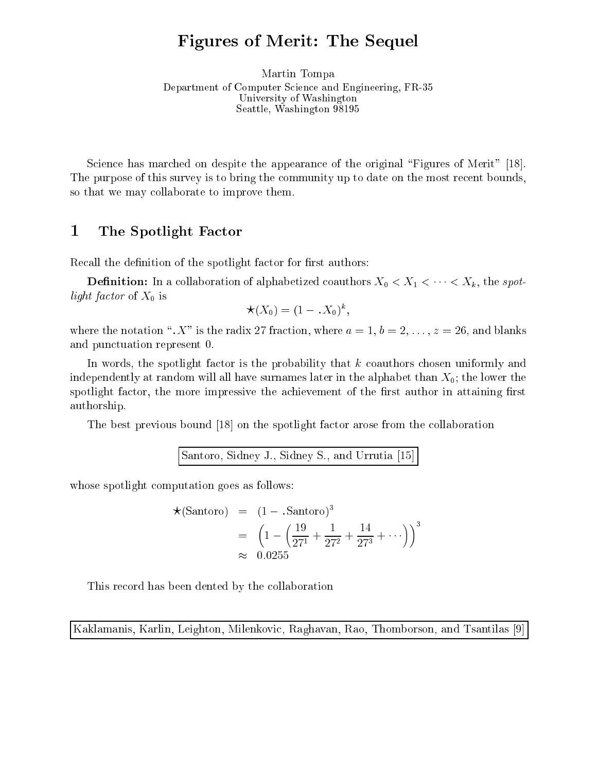# Figures of Merit: The Sequel

Martin Tompa
Department of Computer Science and Engineering, FR-35
University of Washington
Seattle, Washington 98195

Science has marched on despite the appearance of the original "Figures of Merit" [18]. The purpose of this survey is to bring the community up to date on the most recent bounds, so that we may collaborate to improve them.

## 1 The Spotlight Factor

Recall the definition of the spotlight factor for first authors:

**Definition:** In a collaboration of alphabetized coauthors $X_0 < X_1 < \cdots < X_k$, the *spotlight factor* of $X_0$ is

$$\star(X_0) = (1 - .X_0)^k,$$

where the notation "$.X$" is the radix 27 fraction, where $a = 1$, $b = 2$, ..., $z = 26$, and blanks and punctuation represent 0.

In words, the spotlight factor is the probability that $k$ coauthors chosen uniformly and independently at random will all have surnames later in the alphabet than $X_0$; the lower the spotlight factor, the more impressive the achievement of the first author in attaining first authorship.

The best previous bound [18] on the spotlight factor arose from the collaboration

| Santoro, Sidney J., Sidney S., and Urrutia [15] |
|---|

whose spotlight computation goes as follows:

$$\begin{aligned} \star(\text{Santoro}) &= (1 - .\text{Santoro})^3 \\ &= \left(1 - \left(\frac{19}{27^1} + \frac{1}{27^2} + \frac{14}{27^3} + \cdots\right)\right)^3 \\ &\approx 0.0255 \end{aligned}$$

This record has been dented by the collaboration

| Kaklamanis, Karlin, Leighton, Milenkovic, Raghavan, Rao, Thomborson, and Tsantilas [9] |
|---|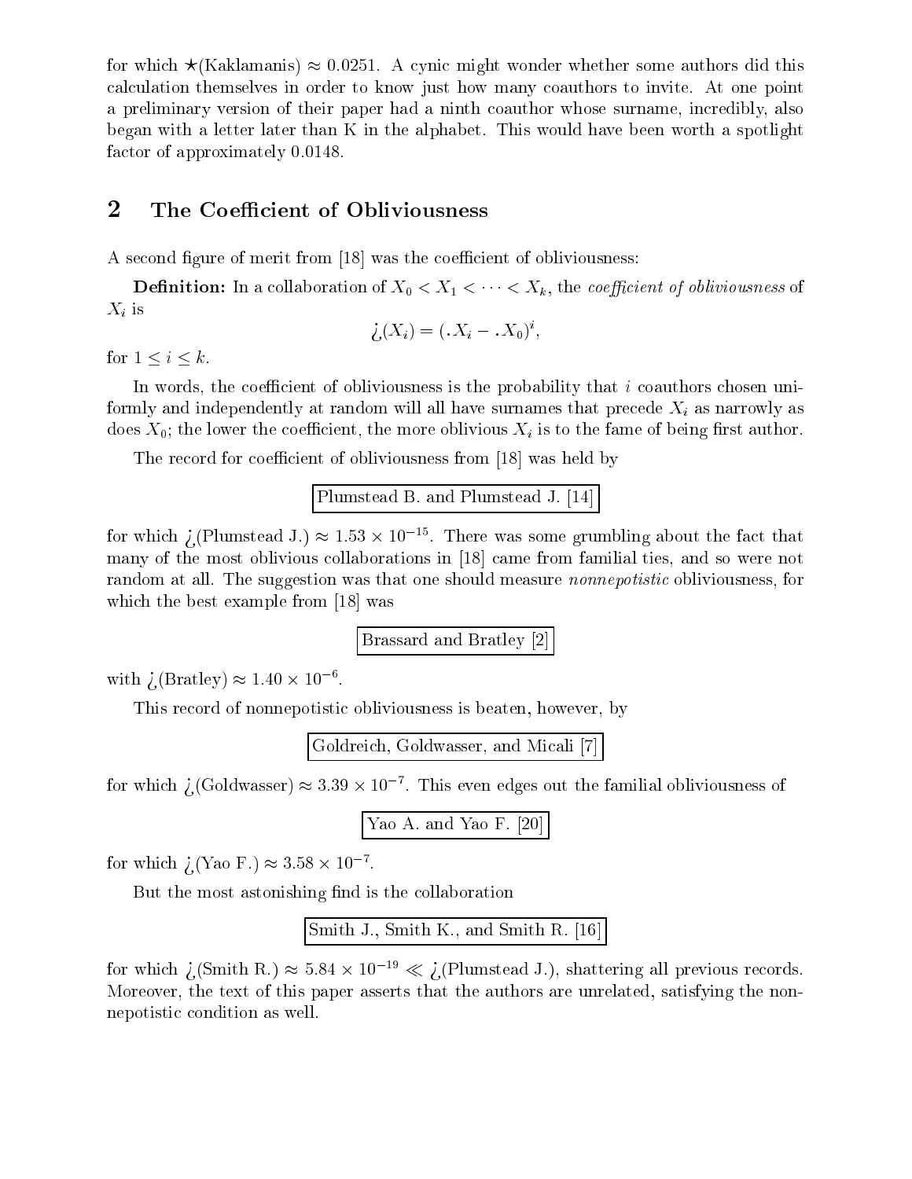for which $\star$(Kaklamanis) $\approx 0.0251$. A cynic might wonder whether some authors did this calculation themselves in order to know just how many coauthors to invite. At one point a preliminary version of their paper had a ninth coauthor whose surname, incredibly, also began with a letter later than K in the alphabet. This would have been worth a spotlight factor of approximately 0.0148.

## 2 The Coefficient of Obliviousness

A second figure of merit from [18] was the coefficient of obliviousness:

**Definition:** In a collaboration of $X_0 < X_1 < \cdots < X_k$, the *coefficient of obliviousness* of $X_i$ is

$$¿(X_i) = (.X_i - .X_0)^i,$$

for $1 \leq i \leq k$.

In words, the coefficient of obliviousness is the probability that $i$ coauthors chosen uniformly and independently at random will all have surnames that precede $X_i$ as narrowly as does $X_0$; the lower the coefficient, the more oblivious $X_i$ is to the fame of being first author.

The record for coefficient of obliviousness from [18] was held by

Plumstead B. and Plumstead J. [14]

for which ¿(Plumstead J.) $\approx 1.53 \times 10^{-15}$. There was some grumbling about the fact that many of the most oblivious collaborations in [18] came from familial ties, and so were not random at all. The suggestion was that one should measure *nonnepotistic* obliviousness, for which the best example from [18] was

Brassard and Bratley [2]

with ¿(Bratley) $\approx 1.40 \times 10^{-6}$.

This record of nonnepotistic obliviousness is beaten, however, by

Goldreich, Goldwasser, and Micali [7]

for which ¿(Goldwasser) $\approx 3.39 \times 10^{-7}$. This even edges out the familial obliviousness of

Yao A. and Yao F. [20]

for which ¿(Yao F.) $\approx 3.58 \times 10^{-7}$.

But the most astonishing find is the collaboration

Smith J., Smith K., and Smith R. [16]

for which ¿(Smith R.) $\approx 5.84 \times 10^{-19} \ll$ ¿(Plumstead J.), shattering all previous records. Moreover, the text of this paper asserts that the authors are unrelated, satisfying the nonnepotistic condition as well.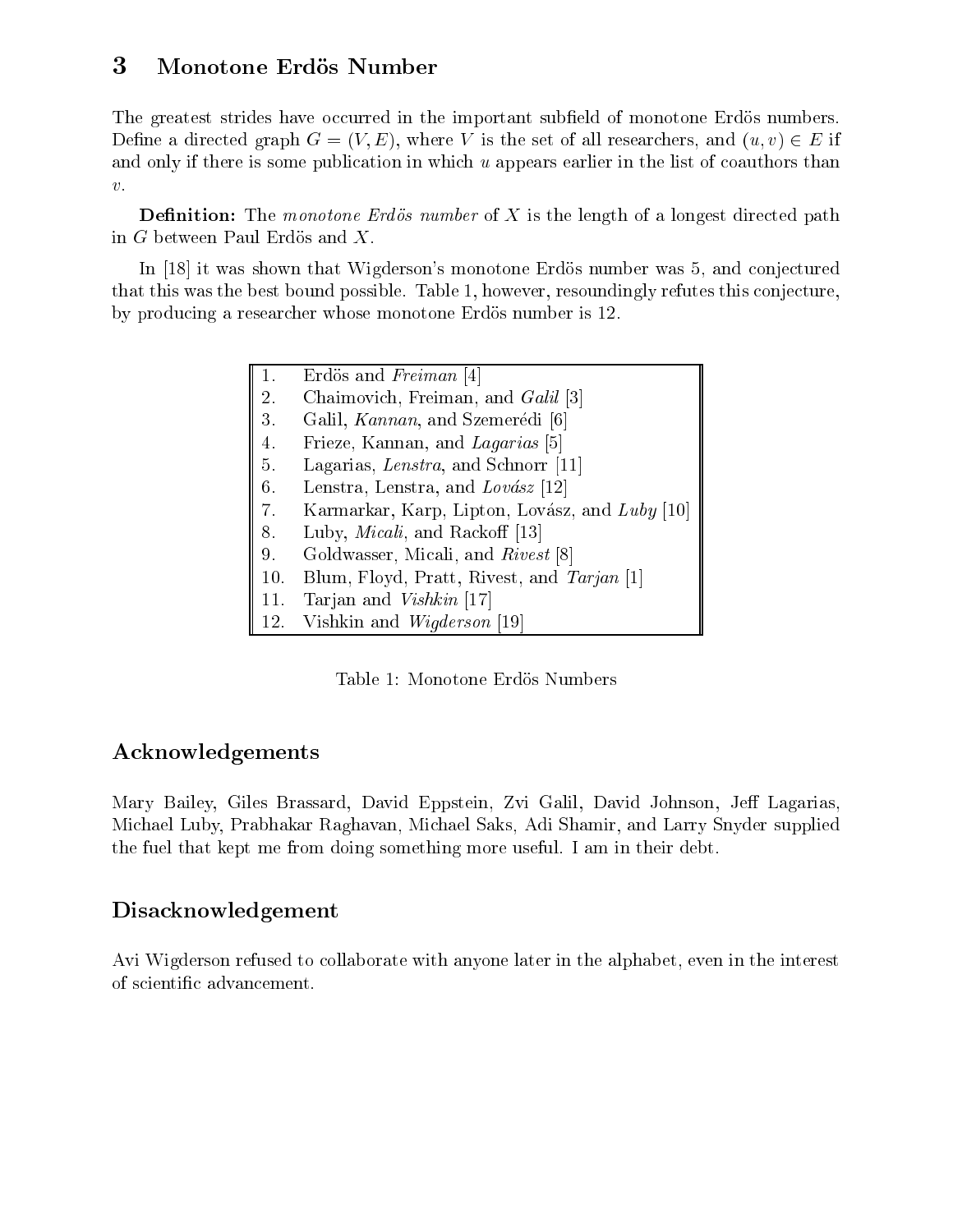## 3 Monotone Erdös Number

The greatest strides have occurred in the important subfield of monotone Erdös numbers. Define a directed graph $G = (V, E)$, where $V$ is the set of all researchers, and $(u, v) \in E$ if and only if there is some publication in which $u$ appears earlier in the list of coauthors than $v$.

**Definition:** The *monotone Erdös number* of $X$ is the length of a longest directed path in $G$ between Paul Erdös and $X$.

In [18] it was shown that Wigderson's monotone Erdös number was 5, and conjectured that this was the best bound possible. Table 1, however, resoundingly refutes this conjecture, by producing a researcher whose monotone Erdös number is 12.

| | |
|---|---|
| 1. | Erdös and *Freiman* [4] |
| 2. | Chaimovich, Freiman, and *Galil* [3] |
| 3. | Galil, *Kannan*, and Szemerédi [6] |
| 4. | Frieze, Kannan, and *Lagarias* [5] |
| 5. | Lagarias, *Lenstra*, and Schnorr [11] |
| 6. | Lenstra, Lenstra, and *Lovász* [12] |
| 7. | Karmarkar, Karp, Lipton, Lovász, and *Luby* [10] |
| 8. | Luby, *Micali*, and Rackoff [13] |
| 9. | Goldwasser, Micali, and *Rivest* [8] |
| 10. | Blum, Floyd, Pratt, Rivest, and *Tarjan* [1] |
| 11. | Tarjan and *Vishkin* [17] |
| 12. | Vishkin and *Wigderson* [19] |

Table 1: Monotone Erdös Numbers

## Acknowledgements

Mary Bailey, Giles Brassard, David Eppstein, Zvi Galil, David Johnson, Jeff Lagarias, Michael Luby, Prabhakar Raghavan, Michael Saks, Adi Shamir, and Larry Snyder supplied the fuel that kept me from doing something more useful. I am in their debt.

## Disacknowledgement

Avi Wigderson refused to collaborate with anyone later in the alphabet, even in the interest of scientific advancement.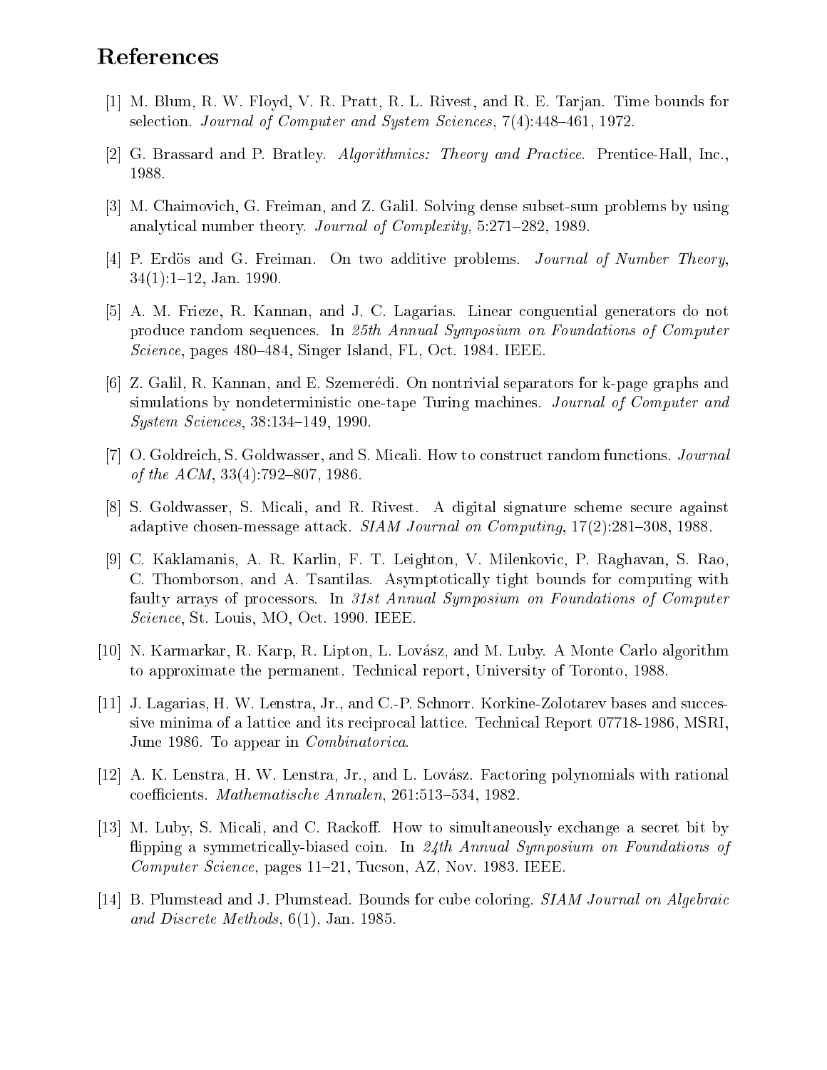# References

[1] M. Blum, R. W. Floyd, V. R. Pratt, R. L. Rivest, and R. E. Tarjan. Time bounds for selection. *Journal of Computer and System Sciences*, 7(4):448–461, 1972.

[2] G. Brassard and P. Bratley. *Algorithmics: Theory and Practice*. Prentice-Hall, Inc., 1988.

[3] M. Chaimovich, G. Freiman, and Z. Galil. Solving dense subset-sum problems by using analytical number theory. *Journal of Complexity*, 5:271–282, 1989.

[4] P. Erdös and G. Freiman. On two additive problems. *Journal of Number Theory*, 34(1):1–12, Jan. 1990.

[5] A. M. Frieze, R. Kannan, and J. C. Lagarias. Linear conguential generators do not produce random sequences. In *25th Annual Symposium on Foundations of Computer Science*, pages 480–484, Singer Island, FL, Oct. 1984. IEEE.

[6] Z. Galil, R. Kannan, and E. Szemerédi. On nontrivial separators for k-page graphs and simulations by nondeterministic one-tape Turing machines. *Journal of Computer and System Sciences*, 38:134–149, 1990.

[7] O. Goldreich, S. Goldwasser, and S. Micali. How to construct random functions. *Journal of the ACM*, 33(4):792–807, 1986.

[8] S. Goldwasser, S. Micali, and R. Rivest. A digital signature scheme secure against adaptive chosen-message attack. *SIAM Journal on Computing*, 17(2):281–308, 1988.

[9] C. Kaklamanis, A. R. Karlin, F. T. Leighton, V. Milenkovic, P. Raghavan, S. Rao, C. Thomborson, and A. Tsantilas. Asymptotically tight bounds for computing with faulty arrays of processors. In *31st Annual Symposium on Foundations of Computer Science*, St. Louis, MO, Oct. 1990. IEEE.

[10] N. Karmarkar, R. Karp, R. Lipton, L. Lovász, and M. Luby. A Monte Carlo algorithm to approximate the permanent. Technical report, University of Toronto, 1988.

[11] J. Lagarias, H. W. Lenstra, Jr., and C.-P. Schnorr. Korkine-Zolotarev bases and successive minima of a lattice and its reciprocal lattice. Technical Report 07718-1986, MSRI, June 1986. To appear in *Combinatorica*.

[12] A. K. Lenstra, H. W. Lenstra, Jr., and L. Lovász. Factoring polynomials with rational coefficients. *Mathematische Annalen*, 261:513–534, 1982.

[13] M. Luby, S. Micali, and C. Rackoff. How to simultaneously exchange a secret bit by flipping a symmetrically-biased coin. In *24th Annual Symposium on Foundations of Computer Science*, pages 11–21, Tucson, AZ, Nov. 1983. IEEE.

[14] B. Plumstead and J. Plumstead. Bounds for cube coloring. *SIAM Journal on Algebraic and Discrete Methods*, 6(1), Jan. 1985.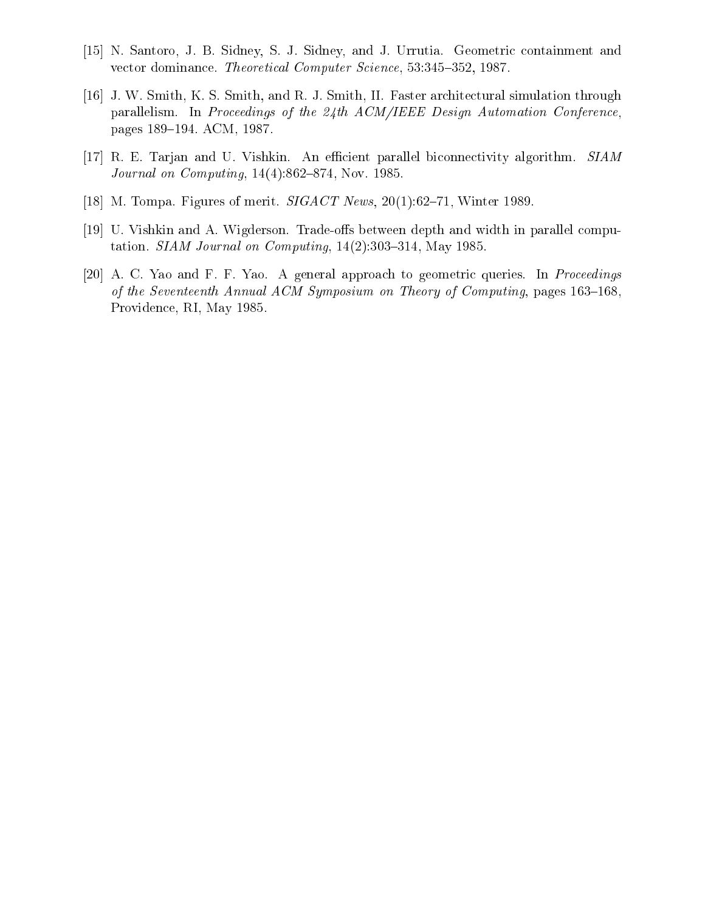[15] N. Santoro, J. B. Sidney, S. J. Sidney, and J. Urrutia. Geometric containment and vector dominance. *Theoretical Computer Science*, 53:345–352, 1987.

[16] J. W. Smith, K. S. Smith, and R. J. Smith, II. Faster architectural simulation through parallelism. In *Proceedings of the 24th ACM/IEEE Design Automation Conference*, pages 189–194. ACM, 1987.

[17] R. E. Tarjan and U. Vishkin. An efficient parallel biconnectivity algorithm. *SIAM Journal on Computing*, 14(4):862–874, Nov. 1985.

[18] M. Tompa. Figures of merit. *SIGACT News*, 20(1):62–71, Winter 1989.

[19] U. Vishkin and A. Wigderson. Trade-offs between depth and width in parallel computation. *SIAM Journal on Computing*, 14(2):303–314, May 1985.

[20] A. C. Yao and F. F. Yao. A general approach to geometric queries. In *Proceedings of the Seventeenth Annual ACM Symposium on Theory of Computing*, pages 163–168, Providence, RI, May 1985.